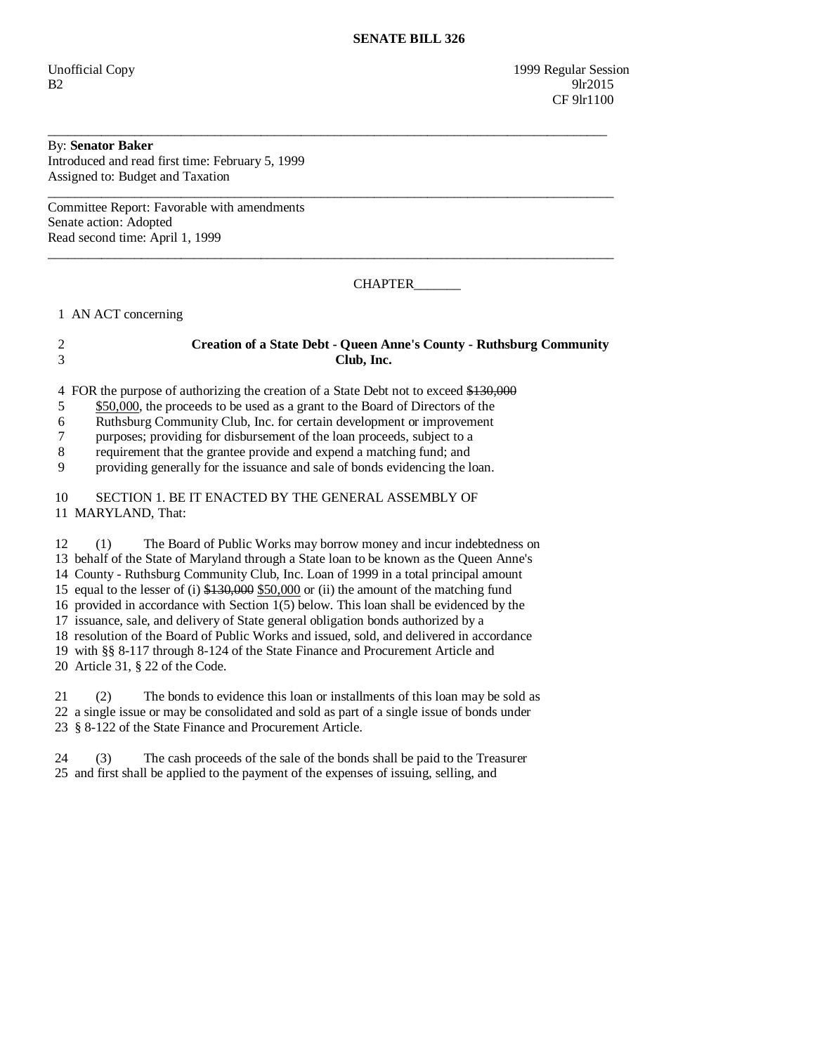**SENATE BILL 326**

Unofficial Copy 1999 Regular Session
B2 9lr2015
CF 9lr1100

---

By: **Senator Baker**
Introduced and read first time: February 5, 1999
Assigned to: Budget and Taxation

---

Committee Report: Favorable with amendments
Senate action: Adopted
Read second time: April 1, 1999

---

CHAPTER_______

1 AN ACT concerning

2 **Creation of a State Debt - Queen Anne's County - Ruthsburg Community**
3 **Club, Inc.**

4 FOR the purpose of authorizing the creation of a State Debt not to exceed ~~$130,000~~
5 $50,000, the proceeds to be used as a grant to the Board of Directors of the
6 Ruthsburg Community Club, Inc. for certain development or improvement
7 purposes; providing for disbursement of the loan proceeds, subject to a
8 requirement that the grantee provide and expend a matching fund; and
9 providing generally for the issuance and sale of bonds evidencing the loan.

10 SECTION 1. BE IT ENACTED BY THE GENERAL ASSEMBLY OF
11 MARYLAND, That:

12 (1) The Board of Public Works may borrow money and incur indebtedness on
13 behalf of the State of Maryland through a State loan to be known as the Queen Anne's
14 County - Ruthsburg Community Club, Inc. Loan of 1999 in a total principal amount
15 equal to the lesser of (i) ~~$130,000~~ $50,000 or (ii) the amount of the matching fund
16 provided in accordance with Section 1(5) below. This loan shall be evidenced by the
17 issuance, sale, and delivery of State general obligation bonds authorized by a
18 resolution of the Board of Public Works and issued, sold, and delivered in accordance
19 with §§ 8-117 through 8-124 of the State Finance and Procurement Article and
20 Article 31, § 22 of the Code.

21 (2) The bonds to evidence this loan or installments of this loan may be sold as
22 a single issue or may be consolidated and sold as part of a single issue of bonds under
23 § 8-122 of the State Finance and Procurement Article.

24 (3) The cash proceeds of the sale of the bonds shall be paid to the Treasurer
25 and first shall be applied to the payment of the expenses of issuing, selling, and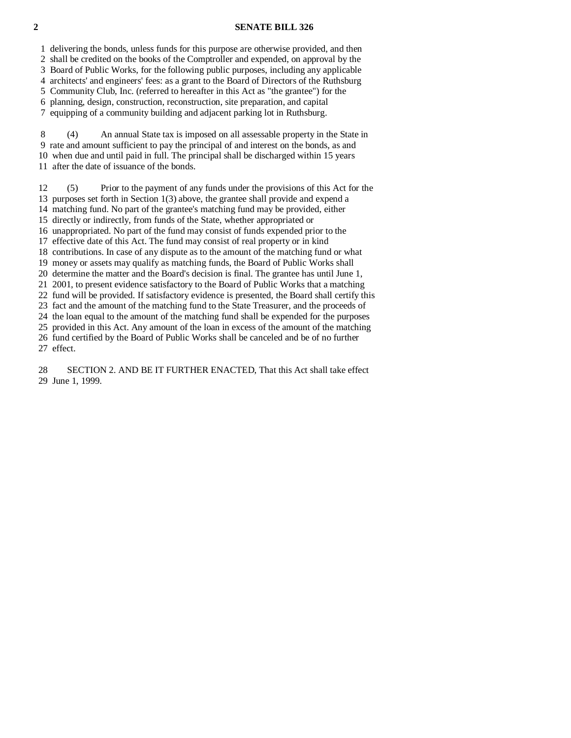delivering the bonds, unless funds for this purpose are otherwise provided, and then shall be credited on the books of the Comptroller and expended, on approval by the Board of Public Works, for the following public purposes, including any applicable architects' and engineers' fees: as a grant to the Board of Directors of the Ruthsburg Community Club, Inc. (referred to hereafter in this Act as "the grantee") for the planning, design, construction, reconstruction, site preparation, and capital equipping of a community building and adjacent parking lot in Ruthsburg.

(4) An annual State tax is imposed on all assessable property in the State in rate and amount sufficient to pay the principal of and interest on the bonds, as and when due and until paid in full. The principal shall be discharged within 15 years after the date of issuance of the bonds.

(5) Prior to the payment of any funds under the provisions of this Act for the purposes set forth in Section 1(3) above, the grantee shall provide and expend a matching fund. No part of the grantee's matching fund may be provided, either directly or indirectly, from funds of the State, whether appropriated or unappropriated. No part of the fund may consist of funds expended prior to the effective date of this Act. The fund may consist of real property or in kind contributions. In case of any dispute as to the amount of the matching fund or what money or assets may qualify as matching funds, the Board of Public Works shall determine the matter and the Board's decision is final. The grantee has until June 1, 2001, to present evidence satisfactory to the Board of Public Works that a matching fund will be provided. If satisfactory evidence is presented, the Board shall certify this fact and the amount of the matching fund to the State Treasurer, and the proceeds of the loan equal to the amount of the matching fund shall be expended for the purposes provided in this Act. Any amount of the loan in excess of the amount of the matching fund certified by the Board of Public Works shall be canceled and be of no further effect.

SECTION 2. AND BE IT FURTHER ENACTED, That this Act shall take effect June 1, 1999.